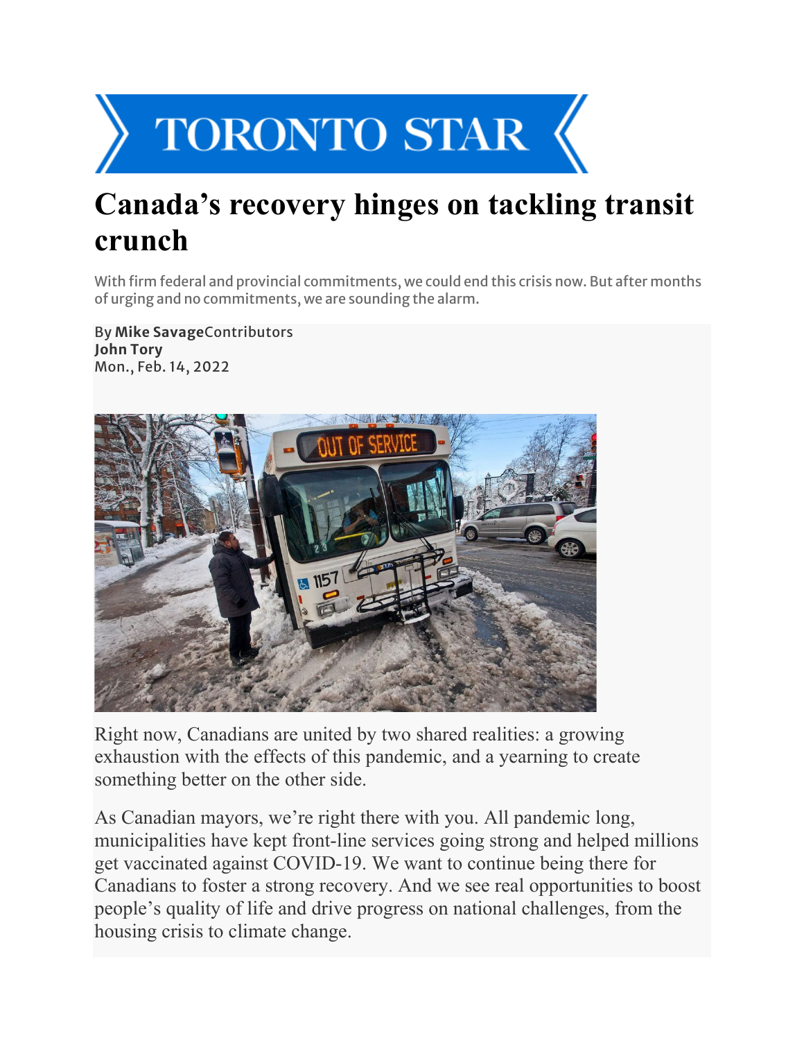TORONTO STAR

# Canada's recovery hinges on tackling transit crunch

With firm federal and provincial commitments, we could end this crisis now. But after months of urging and no commitments, we are sounding the alarm.

By **Mike Savage**Contributors
**John Tory**
Mon., Feb. 14, 2022

Right now, Canadians are united by two shared realities: a growing exhaustion with the effects of this pandemic, and a yearning to create something better on the other side.

As Canadian mayors, we're right there with you. All pandemic long, municipalities have kept front-line services going strong and helped millions get vaccinated against COVID-19. We want to continue being there for Canadians to foster a strong recovery. And we see real opportunities to boost people's quality of life and drive progress on national challenges, from the housing crisis to climate change.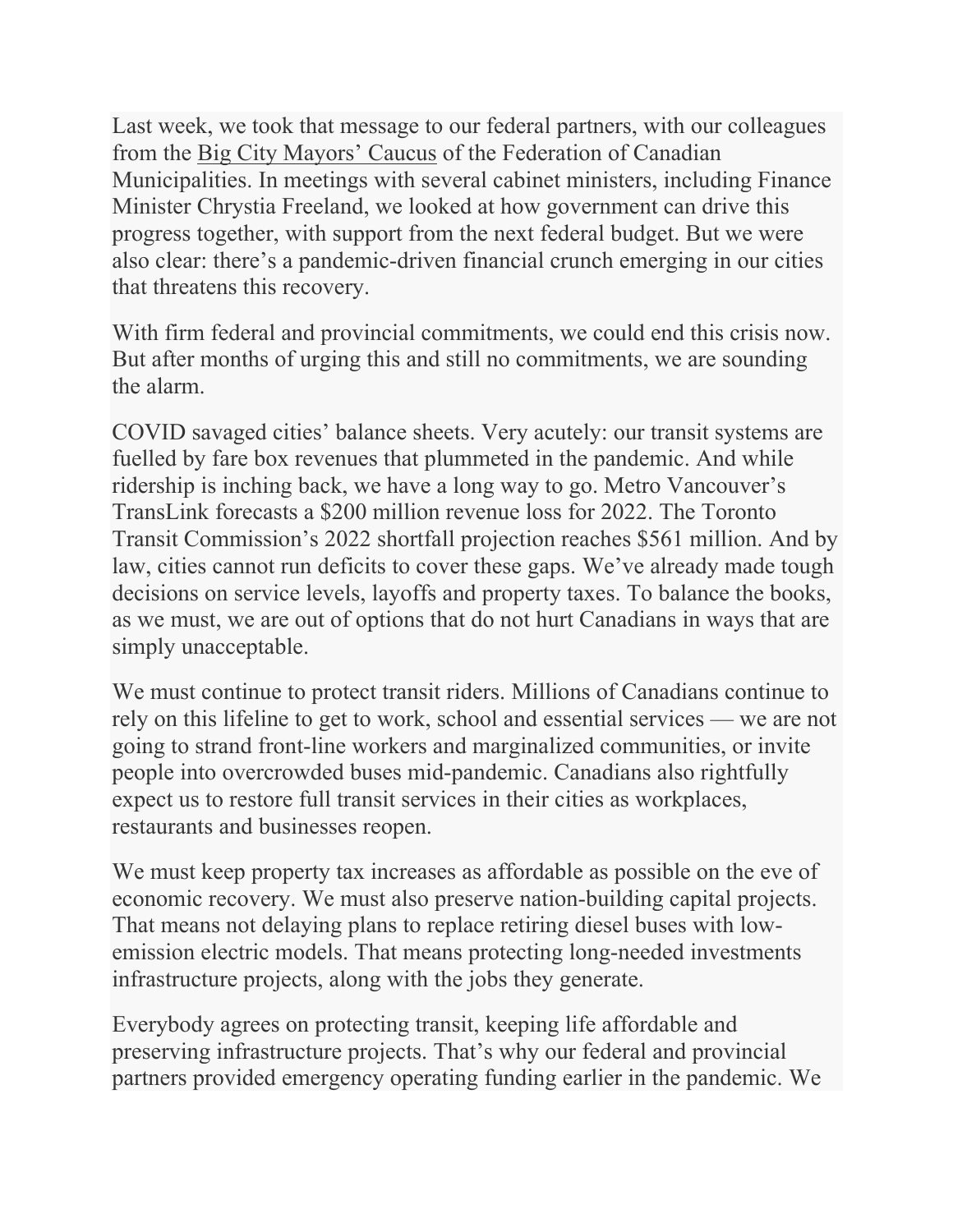Last week, we took that message to our federal partners, with our colleagues from the Big City Mayors' Caucus of the Federation of Canadian Municipalities. In meetings with several cabinet ministers, including Finance Minister Chrystia Freeland, we looked at how government can drive this progress together, with support from the next federal budget. But we were also clear: there's a pandemic-driven financial crunch emerging in our cities that threatens this recovery.

With firm federal and provincial commitments, we could end this crisis now. But after months of urging this and still no commitments, we are sounding the alarm.

COVID savaged cities' balance sheets. Very acutely: our transit systems are fuelled by fare box revenues that plummeted in the pandemic. And while ridership is inching back, we have a long way to go. Metro Vancouver's TransLink forecasts a $200 million revenue loss for 2022. The Toronto Transit Commission's 2022 shortfall projection reaches $561 million. And by law, cities cannot run deficits to cover these gaps. We've already made tough decisions on service levels, layoffs and property taxes. To balance the books, as we must, we are out of options that do not hurt Canadians in ways that are simply unacceptable.

We must continue to protect transit riders. Millions of Canadians continue to rely on this lifeline to get to work, school and essential services — we are not going to strand front-line workers and marginalized communities, or invite people into overcrowded buses mid-pandemic. Canadians also rightfully expect us to restore full transit services in their cities as workplaces, restaurants and businesses reopen.

We must keep property tax increases as affordable as possible on the eve of economic recovery. We must also preserve nation-building capital projects. That means not delaying plans to replace retiring diesel buses with low-emission electric models. That means protecting long-needed investments infrastructure projects, along with the jobs they generate.

Everybody agrees on protecting transit, keeping life affordable and preserving infrastructure projects. That's why our federal and provincial partners provided emergency operating funding earlier in the pandemic. We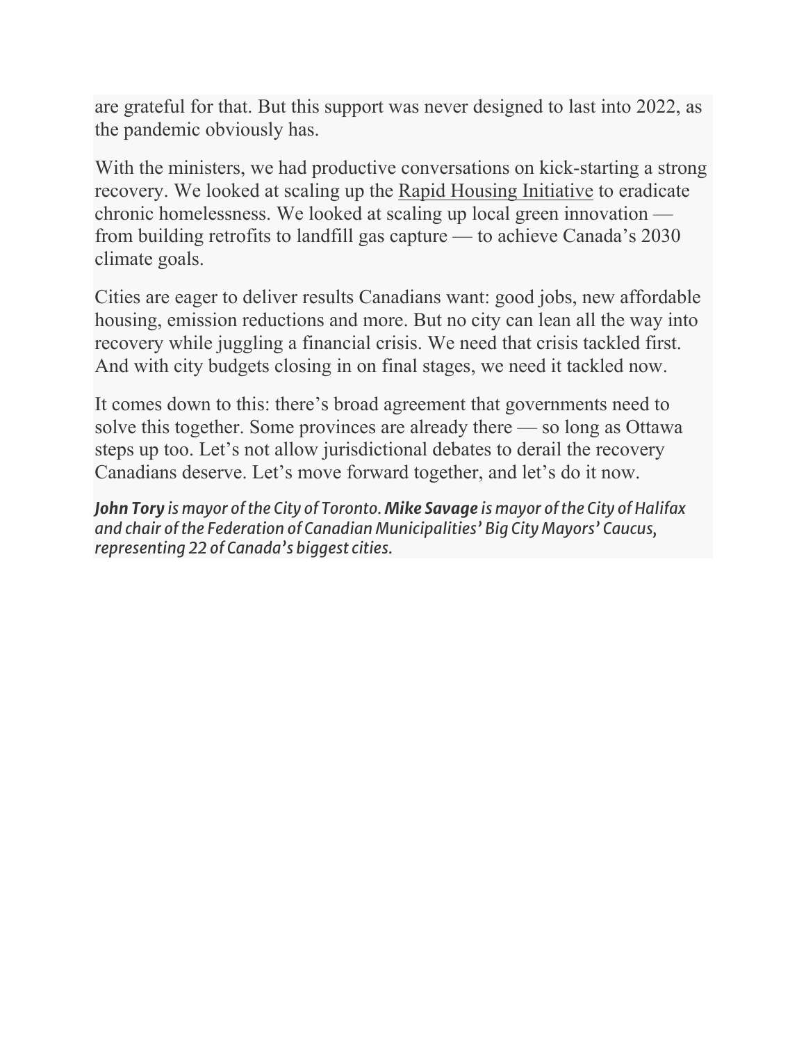are grateful for that. But this support was never designed to last into 2022, as the pandemic obviously has.

With the ministers, we had productive conversations on kick-starting a strong recovery. We looked at scaling up the Rapid Housing Initiative to eradicate chronic homelessness. We looked at scaling up local green innovation — from building retrofits to landfill gas capture — to achieve Canada's 2030 climate goals.

Cities are eager to deliver results Canadians want: good jobs, new affordable housing, emission reductions and more. But no city can lean all the way into recovery while juggling a financial crisis. We need that crisis tackled first. And with city budgets closing in on final stages, we need it tackled now.

It comes down to this: there's broad agreement that governments need to solve this together. Some provinces are already there — so long as Ottawa steps up too. Let's not allow jurisdictional debates to derail the recovery Canadians deserve. Let's move forward together, and let's do it now.

***John Tory*** *is mayor of the City of Toronto.* ***Mike Savage*** *is mayor of the City of Halifax and chair of the Federation of Canadian Municipalities' Big City Mayors' Caucus, representing 22 of Canada's biggest cities.*